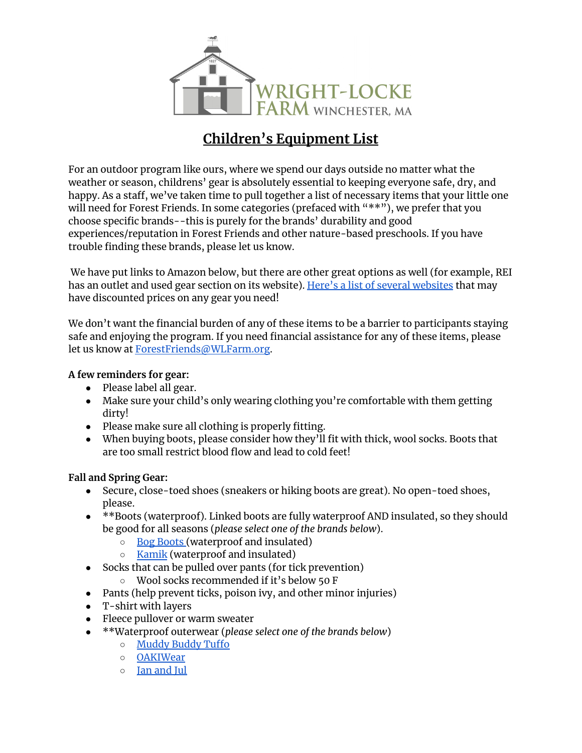WRIGHT-LOCKE FARM WINCHESTER, MA

# Children's Equipment List

For an outdoor program like ours, where we spend our days outside no matter what the weather or season, childrens' gear is absolutely essential to keeping everyone safe, dry, and happy. As a staff, we've taken time to pull together a list of necessary items that your little one will need for Forest Friends. In some categories (prefaced with "**"), we prefer that you choose specific brands--this is purely for the brands' durability and good experiences/reputation in Forest Friends and other nature-based preschools. If you have trouble finding these brands, please let us know.

We have put links to Amazon below, but there are other great options as well (for example, REI has an outlet and used gear section on its website). [Here's a list of several websites]() that may have discounted prices on any gear you need!

We don't want the financial burden of any of these items to be a barrier to participants staying safe and enjoying the program. If you need financial assistance for any of these items, please let us know at [ForestFriends@WLFarm.org]().

**A few reminders for gear:**

- Please label all gear.
- Make sure your child's only wearing clothing you're comfortable with them getting dirty!
- Please make sure all clothing is properly fitting.
- When buying boots, please consider how they'll fit with thick, wool socks. Boots that are too small restrict blood flow and lead to cold feet!

**Fall and Spring Gear:**

- Secure, close-toed shoes (sneakers or hiking boots are great). No open-toed shoes, please.
- **Boots (waterproof). Linked boots are fully waterproof AND insulated, so they should be good for all seasons (*please select one of the brands below*).
  - [Bog Boots]() (waterproof and insulated)
  - [Kamik]() (waterproof and insulated)
- Socks that can be pulled over pants (for tick prevention)
  - Wool socks recommended if it's below 50 F
- Pants (help prevent ticks, poison ivy, and other minor injuries)
- T-shirt with layers
- Fleece pullover or warm sweater
- **Waterproof outerwear (*please select one of the brands below*)
  - [Muddy Buddy Tuffo]()
  - [OAKIWear]()
  - [Jan and Jul]()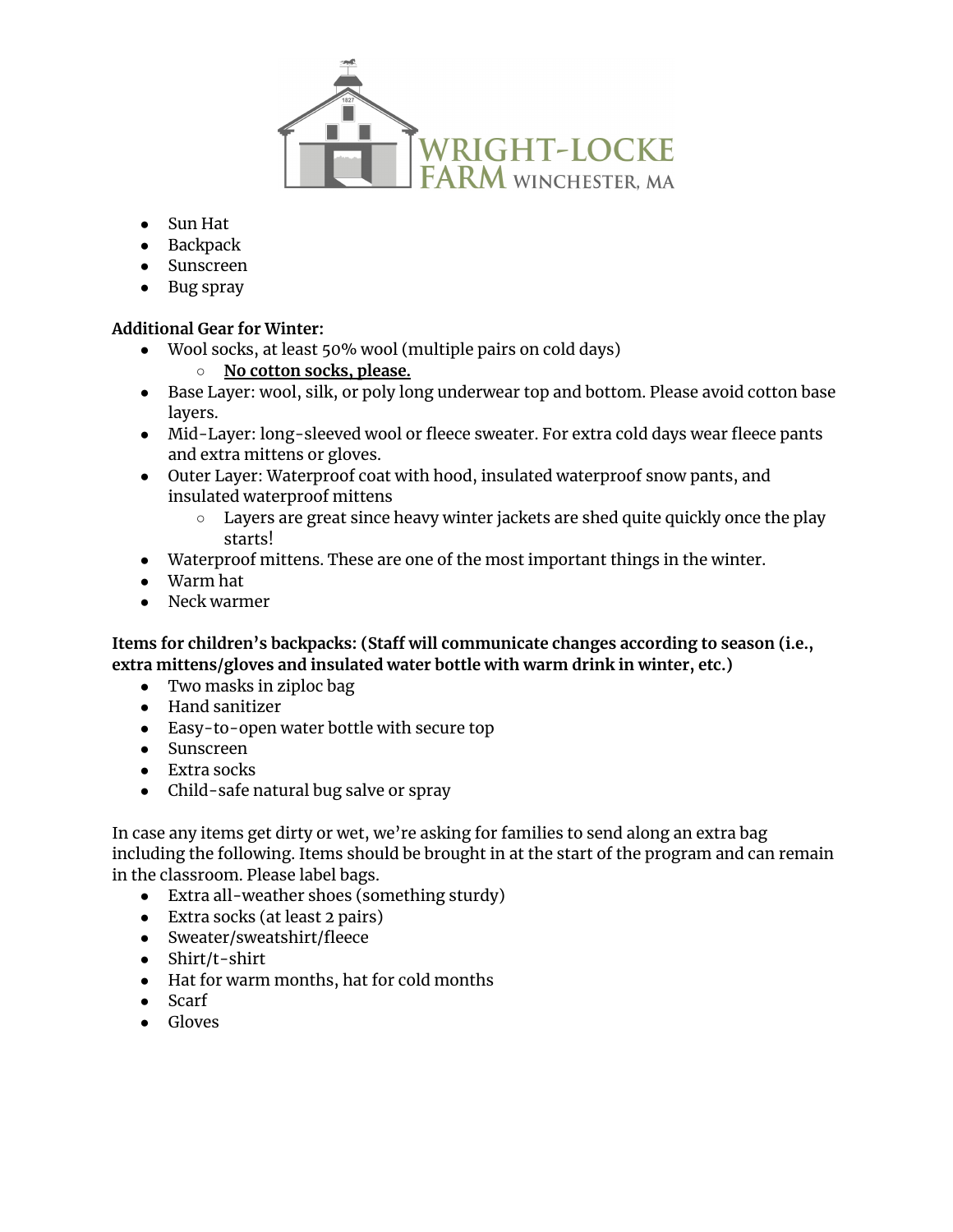- Sun Hat
- Backpack
- Sunscreen
- Bug spray

**Additional Gear for Winter:**

- Wool socks, at least 50% wool (multiple pairs on cold days)
    - **No cotton socks, please.**
- Base Layer: wool, silk, or poly long underwear top and bottom. Please avoid cotton base layers.
- Mid-Layer: long-sleeved wool or fleece sweater. For extra cold days wear fleece pants and extra mittens or gloves.
- Outer Layer: Waterproof coat with hood, insulated waterproof snow pants, and insulated waterproof mittens
    - Layers are great since heavy winter jackets are shed quite quickly once the play starts!
- Waterproof mittens. These are one of the most important things in the winter.
- Warm hat
- Neck warmer

**Items for children's backpacks: (Staff will communicate changes according to season (i.e., extra mittens/gloves and insulated water bottle with warm drink in winter, etc.)**

- Two masks in ziploc bag
- Hand sanitizer
- Easy-to-open water bottle with secure top
- Sunscreen
- Extra socks
- Child-safe natural bug salve or spray

In case any items get dirty or wet, we're asking for families to send along an extra bag including the following. Items should be brought in at the start of the program and can remain in the classroom. Please label bags.

- Extra all-weather shoes (something sturdy)
- Extra socks (at least 2 pairs)
- Sweater/sweatshirt/fleece
- Shirt/t-shirt
- Hat for warm months, hat for cold months
- Scarf
- Gloves